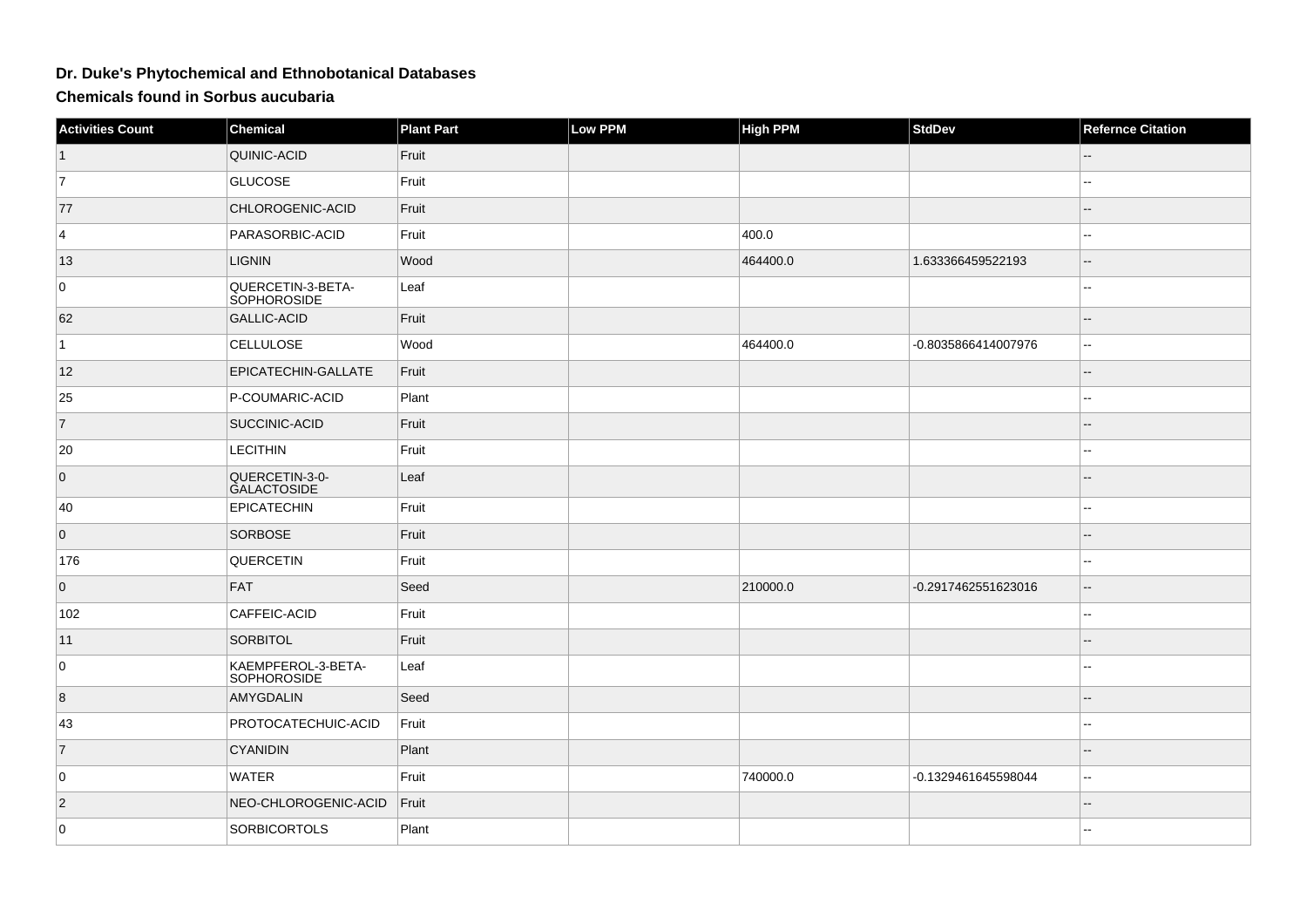# Dr. Duke's Phytochemical and Ethnobotanical Databases

## Chemicals found in Sorbus aucubaria

| Activities Count | Chemical | Plant Part | Low PPM | High PPM | StdDev | Refernce Citation |
| --- | --- | --- | --- | --- | --- | --- |
| 1 | QUINIC-ACID | Fruit | | | | -- |
| 7 | GLUCOSE | Fruit | | | | -- |
| 77 | CHLOROGENIC-ACID | Fruit | | | | -- |
| 4 | PARASORBIC-ACID | Fruit | | 400.0 | | -- |
| 13 | LIGNIN | Wood | | 464400.0 | 1.633366459522193 | -- |
| 0 | QUERCETIN-3-BETA-SOPHOROSIDE | Leaf | | | | -- |
| 62 | GALLIC-ACID | Fruit | | | | -- |
| 1 | CELLULOSE | Wood | | 464400.0 | -0.8035866414007976 | -- |
| 12 | EPICATECHIN-GALLATE | Fruit | | | | -- |
| 25 | P-COUMARIC-ACID | Plant | | | | -- |
| 7 | SUCCINIC-ACID | Fruit | | | | -- |
| 20 | LECITHIN | Fruit | | | | -- |
| 0 | QUERCETIN-3-0-GALACTOSIDE | Leaf | | | | -- |
| 40 | EPICATECHIN | Fruit | | | | -- |
| 0 | SORBOSE | Fruit | | | | -- |
| 176 | QUERCETIN | Fruit | | | | -- |
| 0 | FAT | Seed | | 210000.0 | -0.2917462551623016 | -- |
| 102 | CAFFEIC-ACID | Fruit | | | | -- |
| 11 | SORBITOL | Fruit | | | | -- |
| 0 | KAEMPFEROL-3-BETA-SOPHOROSIDE | Leaf | | | | -- |
| 8 | AMYGDALIN | Seed | | | | -- |
| 43 | PROTOCATECHUIC-ACID | Fruit | | | | -- |
| 7 | CYANIDIN | Plant | | | | -- |
| 0 | WATER | Fruit | | 740000.0 | -0.1329461645598044 | -- |
| 2 | NEO-CHLOROGENIC-ACID | Fruit | | | | -- |
| 0 | SORBICORTOLS | Plant | | | | -- |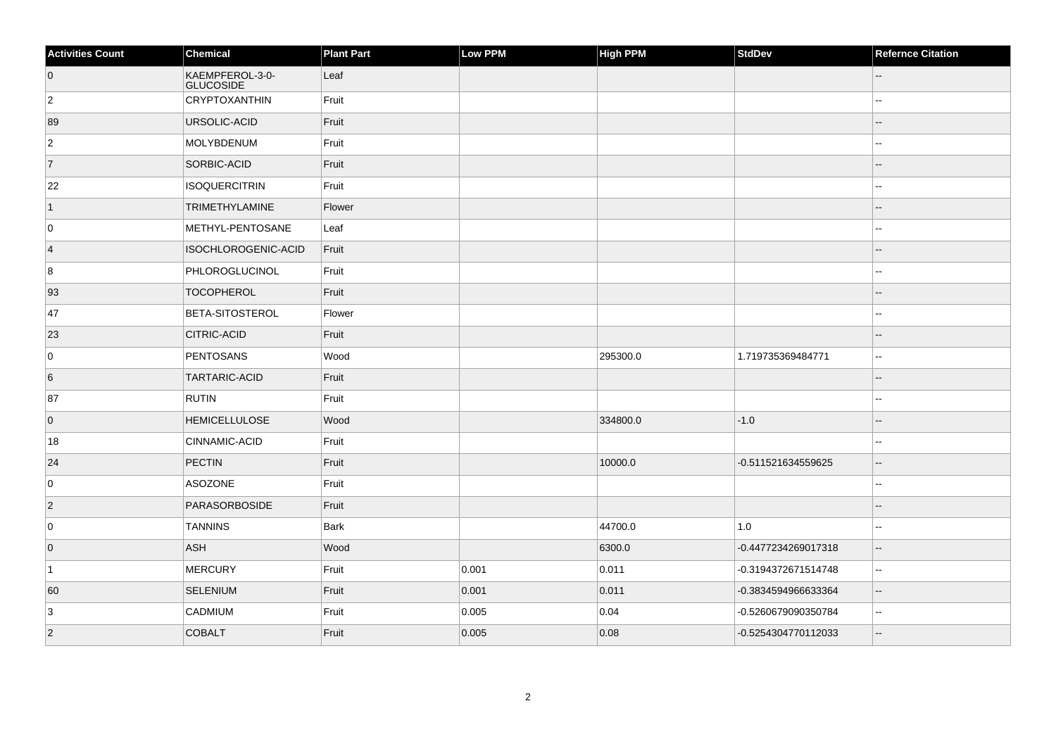| Activities Count | Chemical | Plant Part | Low PPM | High PPM | StdDev | Refernce Citation |
| --- | --- | --- | --- | --- | --- | --- |
| 0 | KAEMPFEROL-3-0-GLUCOSIDE | Leaf | | | | -- |
| 2 | CRYPTOXANTHIN | Fruit | | | | -- |
| 89 | URSOLIC-ACID | Fruit | | | | -- |
| 2 | MOLYBDENUM | Fruit | | | | -- |
| 7 | SORBIC-ACID | Fruit | | | | -- |
| 22 | ISOQUERCITRIN | Fruit | | | | -- |
| 1 | TRIMETHYLAMINE | Flower | | | | -- |
| 0 | METHYL-PENTOSANE | Leaf | | | | -- |
| 4 | ISOCHLOROGENIC-ACID | Fruit | | | | -- |
| 8 | PHLOROGLUCINOL | Fruit | | | | -- |
| 93 | TOCOPHEROL | Fruit | | | | -- |
| 47 | BETA-SITOSTEROL | Flower | | | | -- |
| 23 | CITRIC-ACID | Fruit | | | | -- |
| 0 | PENTOSANS | Wood | | 295300.0 | 1.719735369484771 | -- |
| 6 | TARTARIC-ACID | Fruit | | | | -- |
| 87 | RUTIN | Fruit | | | | -- |
| 0 | HEMICELLULOSE | Wood | | 334800.0 | -1.0 | -- |
| 18 | CINNAMIC-ACID | Fruit | | | | -- |
| 24 | PECTIN | Fruit | | 10000.0 | -0.511521634559625 | -- |
| 0 | ASOZONE | Fruit | | | | -- |
| 2 | PARASORBOSIDE | Fruit | | | | -- |
| 0 | TANNINS | Bark | | 44700.0 | 1.0 | -- |
| 0 | ASH | Wood | | 6300.0 | -0.4477234269017318 | -- |
| 1 | MERCURY | Fruit | 0.001 | 0.011 | -0.3194372671514748 | -- |
| 60 | SELENIUM | Fruit | 0.001 | 0.011 | -0.3834594966633364 | -- |
| 3 | CADMIUM | Fruit | 0.005 | 0.04 | -0.5260679090350784 | -- |
| 2 | COBALT | Fruit | 0.005 | 0.08 | -0.5254304770112033 | -- |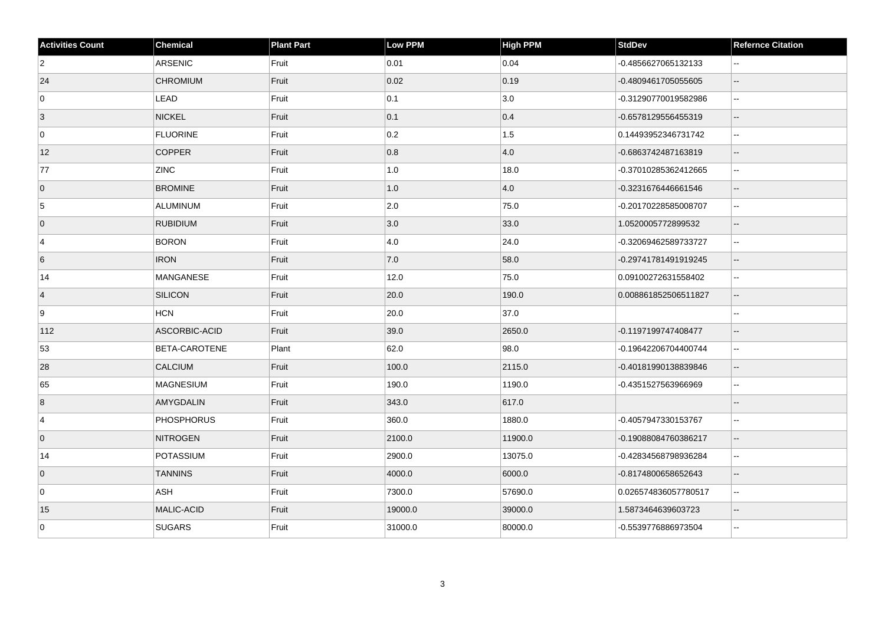| Activities Count | Chemical | Plant Part | Low PPM | High PPM | StdDev | Refernce Citation |
| --- | --- | --- | --- | --- | --- | --- |
| 2 | ARSENIC | Fruit | 0.01 | 0.04 | -0.4856627065132133 | -- |
| 24 | CHROMIUM | Fruit | 0.02 | 0.19 | -0.4809461705055605 | -- |
| 0 | LEAD | Fruit | 0.1 | 3.0 | -0.31290770019582986 | -- |
| 3 | NICKEL | Fruit | 0.1 | 0.4 | -0.6578129556455319 | -- |
| 0 | FLUORINE | Fruit | 0.2 | 1.5 | 0.14493952346731742 | -- |
| 12 | COPPER | Fruit | 0.8 | 4.0 | -0.6863742487163819 | -- |
| 77 | ZINC | Fruit | 1.0 | 18.0 | -0.37010285362412665 | -- |
| 0 | BROMINE | Fruit | 1.0 | 4.0 | -0.3231676446661546 | -- |
| 5 | ALUMINUM | Fruit | 2.0 | 75.0 | -0.20170228585008707 | -- |
| 0 | RUBIDIUM | Fruit | 3.0 | 33.0 | 1.0520005772899532 | -- |
| 4 | BORON | Fruit | 4.0 | 24.0 | -0.32069462589733727 | -- |
| 6 | IRON | Fruit | 7.0 | 58.0 | -0.29741781491919245 | -- |
| 14 | MANGANESE | Fruit | 12.0 | 75.0 | 0.09100272631558402 | -- |
| 4 | SILICON | Fruit | 20.0 | 190.0 | 0.008861852506511827 | -- |
| 9 | HCN | Fruit | 20.0 | 37.0 | | -- |
| 112 | ASCORBIC-ACID | Fruit | 39.0 | 2650.0 | -0.1197199747408477 | -- |
| 53 | BETA-CAROTENE | Plant | 62.0 | 98.0 | -0.19642206704400744 | -- |
| 28 | CALCIUM | Fruit | 100.0 | 2115.0 | -0.40181990138839846 | -- |
| 65 | MAGNESIUM | Fruit | 190.0 | 1190.0 | -0.4351527563966969 | -- |
| 8 | AMYGDALIN | Fruit | 343.0 | 617.0 | | -- |
| 4 | PHOSPHORUS | Fruit | 360.0 | 1880.0 | -0.4057947330153767 | -- |
| 0 | NITROGEN | Fruit | 2100.0 | 11900.0 | -0.19088084760386217 | -- |
| 14 | POTASSIUM | Fruit | 2900.0 | 13075.0 | -0.42834568798936284 | -- |
| 0 | TANNINS | Fruit | 4000.0 | 6000.0 | -0.8174800658652643 | -- |
| 0 | ASH | Fruit | 7300.0 | 57690.0 | 0.026574836057780517 | -- |
| 15 | MALIC-ACID | Fruit | 19000.0 | 39000.0 | 1.5873464639603723 | -- |
| 0 | SUGARS | Fruit | 31000.0 | 80000.0 | -0.5539776886973504 | -- |